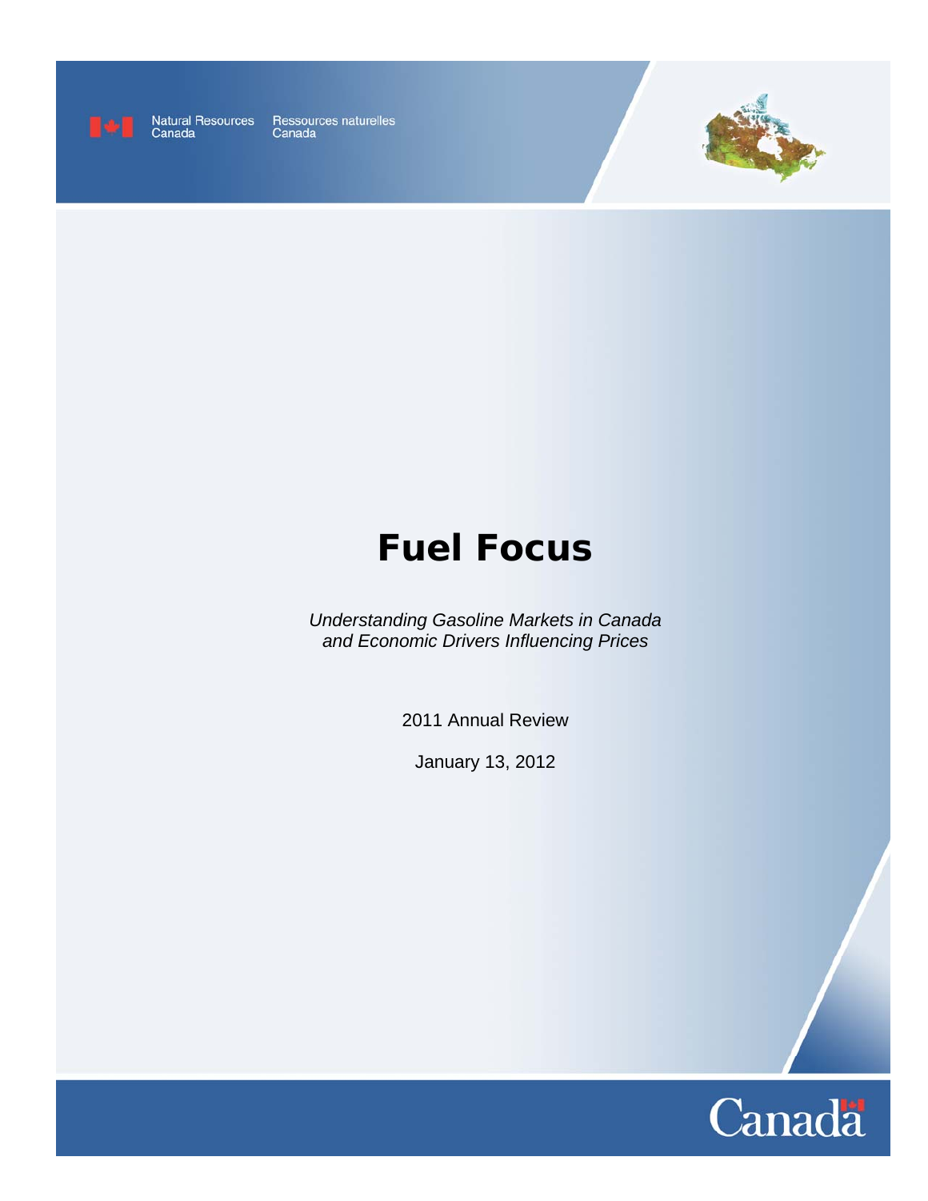Natural Resources Canada Ressources naturelles Canada

# Fuel Focus

*Understanding Gasoline Markets in Canada and Economic Drivers Influencing Prices*

2011 Annual Review

January 13, 2012

Canada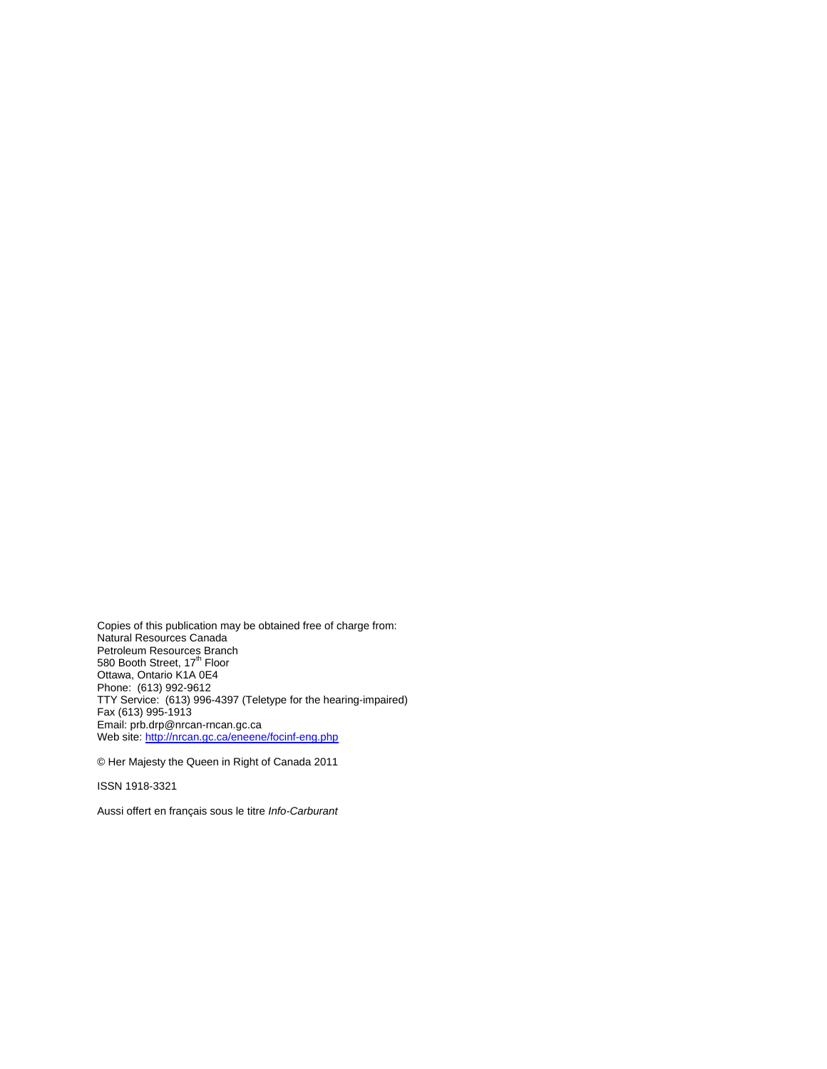Copies of this publication may be obtained free of charge from:
Natural Resources Canada
Petroleum Resources Branch
580 Booth Street, 17th Floor
Ottawa, Ontario K1A 0E4
Phone: (613) 992-9612
TTY Service: (613) 996-4397 (Teletype for the hearing-impaired)
Fax (613) 995-1913
Email: prb.drp@nrcan-rncan.gc.ca
Web site: [http://nrcan.gc.ca/eneene/focinf-eng.php](http://nrcan.gc.ca/eneene/focinf-eng.php)

© Her Majesty the Queen in Right of Canada 2011

ISSN 1918-3321

Aussi offert en français sous le titre *Info-Carburant*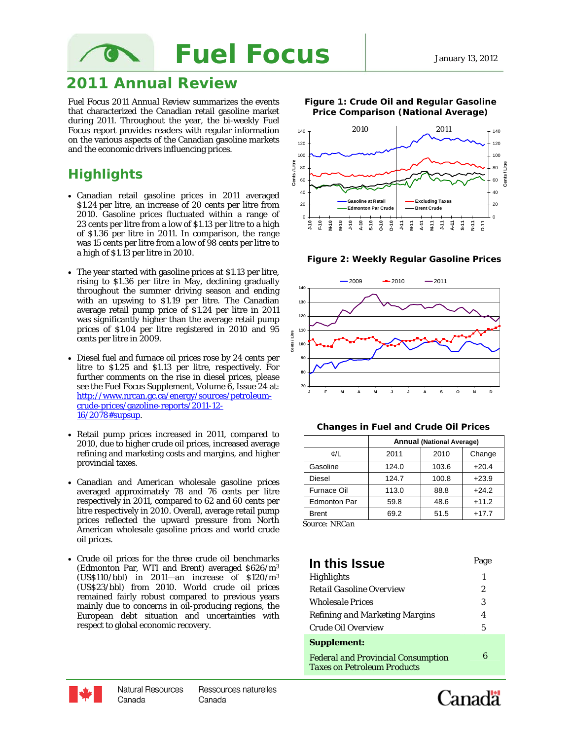# Fuel Focus

January 13, 2012

## 2011 Annual Review

Fuel Focus 2011 Annual Review summarizes the events that characterized the Canadian retail gasoline market during 2011. Throughout the year, the bi-weekly Fuel Focus report provides readers with regular information on the various aspects of the Canadian gasoline markets and the economic drivers influencing prices.

## Highlights

- Canadian retail gasoline prices in 2011 averaged \$1.24 per litre, an increase of 20 cents per litre from 2010. Gasoline prices fluctuated within a range of 23 cents per litre from a low of \$1.13 per litre to a high of \$1.36 per litre in 2011. In comparison, the range was 15 cents per litre from a low of 98 cents per litre to a high of \$1.13 per litre in 2010.
- The year started with gasoline prices at \$1.13 per litre, rising to \$1.36 per litre in May, declining gradually throughout the summer driving season and ending with an upswing to \$1.19 per litre. The Canadian average retail pump price of \$1.24 per litre in 2011 was significantly higher than the average retail pump prices of \$1.04 per litre registered in 2010 and 95 cents per litre in 2009.
- Diesel fuel and furnace oil prices rose by 24 cents per litre to \$1.25 and \$1.13 per litre, respectively. For further comments on the rise in diesel prices, please see the Fuel Focus Supplement, Volume 6, Issue 24 at: http://www.nrcan.gc.ca/energy/sources/petroleum-crude-prices/gazoline-reports/2011-12-16/2078#supsup.
- Retail pump prices increased in 2011, compared to 2010, due to higher crude oil prices, increased average refining and marketing costs and margins, and higher provincial taxes.
- Canadian and American wholesale gasoline prices averaged approximately 78 and 76 cents per litre respectively in 2011, compared to 62 and 60 cents per litre respectively in 2010. Overall, average retail pump prices reflected the upward pressure from North American wholesale gasoline prices and world crude oil prices.
- Crude oil prices for the three crude oil benchmarks (Edmonton Par, WTI and Brent) averaged \$626/m$^3$ (US\$110/bbl) in 2011—an increase of \$120/m$^3$ (US\$23/bbl) from 2010. World crude oil prices remained fairly robust compared to previous years mainly due to concerns in oil-producing regions, the European debt situation and uncertainties with respect to global economic recovery.

**Figure 1: Crude Oil and Regular Gasoline Price Comparison (National Average)**

**Figure 2: Weekly Regular Gasoline Prices**

**Changes in Fuel and Crude Oil Prices**

| ¢/L | Annual (National Average) | | |
|---|---|---|---|
| | 2011 | 2010 | Change |
| Gasoline | 124.0 | 103.6 | +20.4 |
| Diesel | 124.7 | 100.8 | +23.9 |
| Furnace Oil | 113.0 | 88.8 | +24.2 |
| Edmonton Par | 59.8 | 48.6 | +11.2 |
| Brent | 69.2 | 51.5 | +17.7 |

Source: NRCan

## In this Issue

| | Page |
|---|---|
| Highlights | 1 |
| Retail Gasoline Overview | 2 |
| Wholesale Prices | 3 |
| Refining and Marketing Margins | 4 |
| Crude Oil Overview | 5 |
| **Supplement:** | |
| Federal and Provincial Consumption Taxes on Petroleum Products | 6 |

Natural Resources Canada / Ressources naturelles Canada

Canada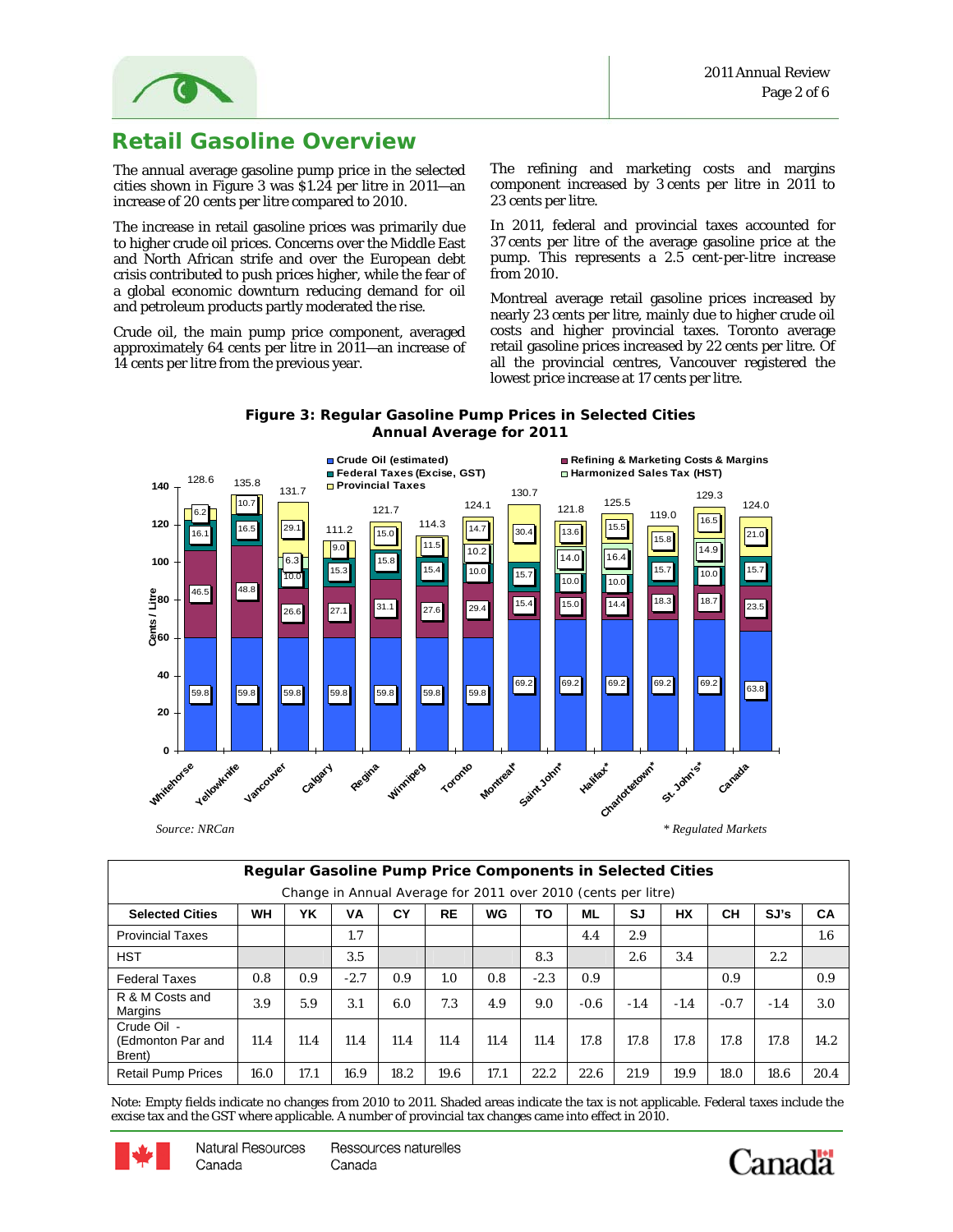## Retail Gasoline Overview

The annual average gasoline pump price in the selected cities shown in Figure 3 was $1.24 per litre in 2011—an increase of 20 cents per litre compared to 2010.

The increase in retail gasoline prices was primarily due to higher crude oil prices. Concerns over the Middle East and North African strife and over the European debt crisis contributed to push prices higher, while the fear of a global economic downturn reducing demand for oil and petroleum products partly moderated the rise.

Crude oil, the main pump price component, averaged approximately 64 cents per litre in 2011—an increase of 14 cents per litre from the previous year.

The refining and marketing costs and margins component increased by 3 cents per litre in 2011 to 23 cents per litre.

In 2011, federal and provincial taxes accounted for 37 cents per litre of the average gasoline price at the pump. This represents a 2.5 cent-per-litre increase from 2010.

Montreal average retail gasoline prices increased by nearly 23 cents per litre, mainly due to higher crude oil costs and higher provincial taxes. Toronto average retail gasoline prices increased by 22 cents per litre. Of all the provincial centres, Vancouver registered the lowest price increase at 17 cents per litre.

**Figure 3: Regular Gasoline Pump Prices in Selected Cities Annual Average for 2011**

*Source: NRCan*

*\* Regulated Markets*

**Regular Gasoline Pump Price Components in Selected Cities**

Change in Annual Average for 2011 over 2010 (cents per litre)

| Selected Cities | WH | YK | VA | CY | RE | WG | TO | ML | SJ | HX | CH | SJ's | CA |
|---|---|---|---|---|---|---|---|---|---|---|---|---|---|
| Provincial Taxes | | | 1.7 | | | | | 4.4 | 2.9 | | | | 1.6 |
| HST | | | 3.5 | | | | 8.3 | | 2.6 | 3.4 | | 2.2 | |
| Federal Taxes | 0.8 | 0.9 | -2.7 | 0.9 | 1.0 | 0.8 | -2.3 | 0.9 | | | 0.9 | | 0.9 |
| R & M Costs and Margins | 3.9 | 5.9 | 3.1 | 6.0 | 7.3 | 4.9 | 9.0 | -0.6 | -1.4 | -1.4 | -0.7 | -1.4 | 3.0 |
| Crude Oil - (Edmonton Par and Brent) | 11.4 | 11.4 | 11.4 | 11.4 | 11.4 | 11.4 | 11.4 | 17.8 | 17.8 | 17.8 | 17.8 | 17.8 | 14.2 |
| Retail Pump Prices | 16.0 | 17.1 | 16.9 | 18.2 | 19.6 | 17.1 | 22.2 | 22.6 | 21.9 | 19.9 | 18.0 | 18.6 | 20.4 |

Note: Empty fields indicate no changes from 2010 to 2011. Shaded areas indicate the tax is not applicable. Federal taxes include the excise tax and the GST where applicable. A number of provincial tax changes came into effect in 2010.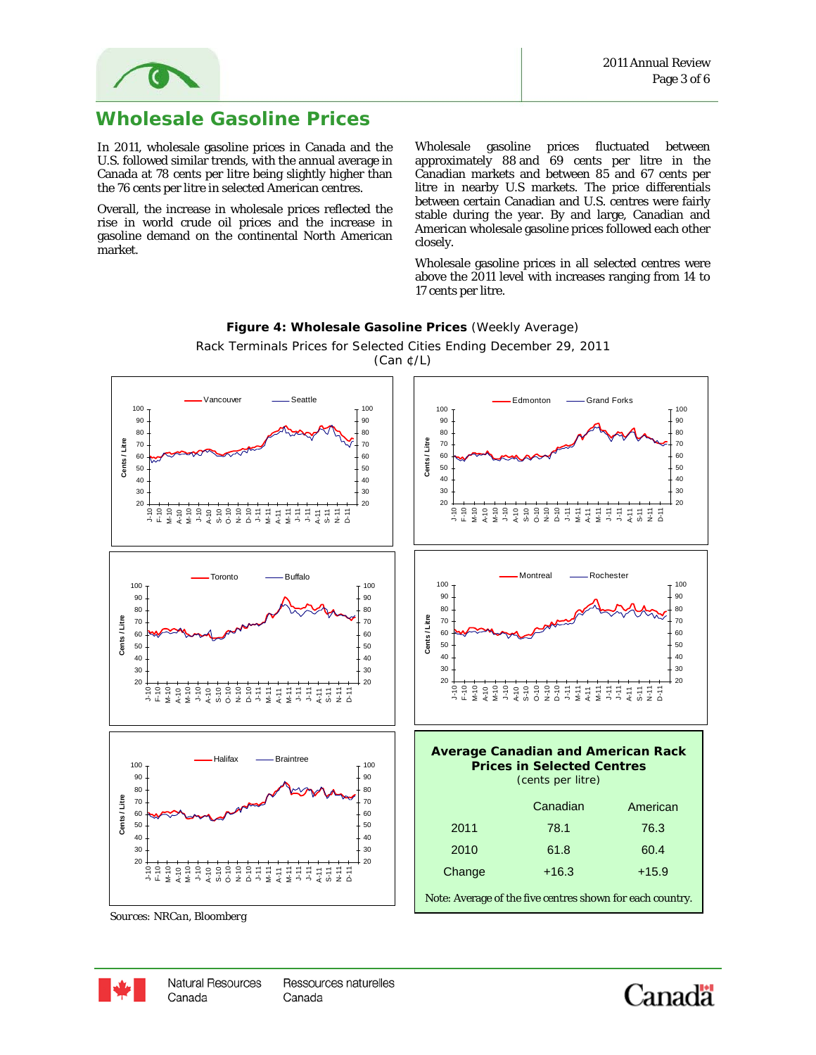# Wholesale Gasoline Prices

In 2011, wholesale gasoline prices in Canada and the U.S. followed similar trends, with the annual average in Canada at 78 cents per litre being slightly higher than the 76 cents per litre in selected American centres.

Overall, the increase in wholesale prices reflected the rise in world crude oil prices and the increase in gasoline demand on the continental North American market.

Wholesale gasoline prices fluctuated between approximately 88 and 69 cents per litre in the Canadian markets and between 85 and 67 cents per litre in nearby U.S markets. The price differentials between certain Canadian and U.S. centres were fairly stable during the year. By and large, Canadian and American wholesale gasoline prices followed each other closely.

Wholesale gasoline prices in all selected centres were above the 2011 level with increases ranging from 14 to 17 cents per litre.

**Figure 4: Wholesale Gasoline Prices** (Weekly Average)

Rack Terminals Prices for Selected Cities Ending December 29, 2011

(Can ¢/L)

Sources: NRCan, Bloomberg

**Average Canadian and American Rack Prices in Selected Centres**
(cents per litre)

| | Canadian | American |
|---|---|---|
| 2011 | 78.1 | 76.3 |
| 2010 | 61.8 | 60.4 |
| Change | +16.3 | +15.9 |

Note: Average of the five centres shown for each country.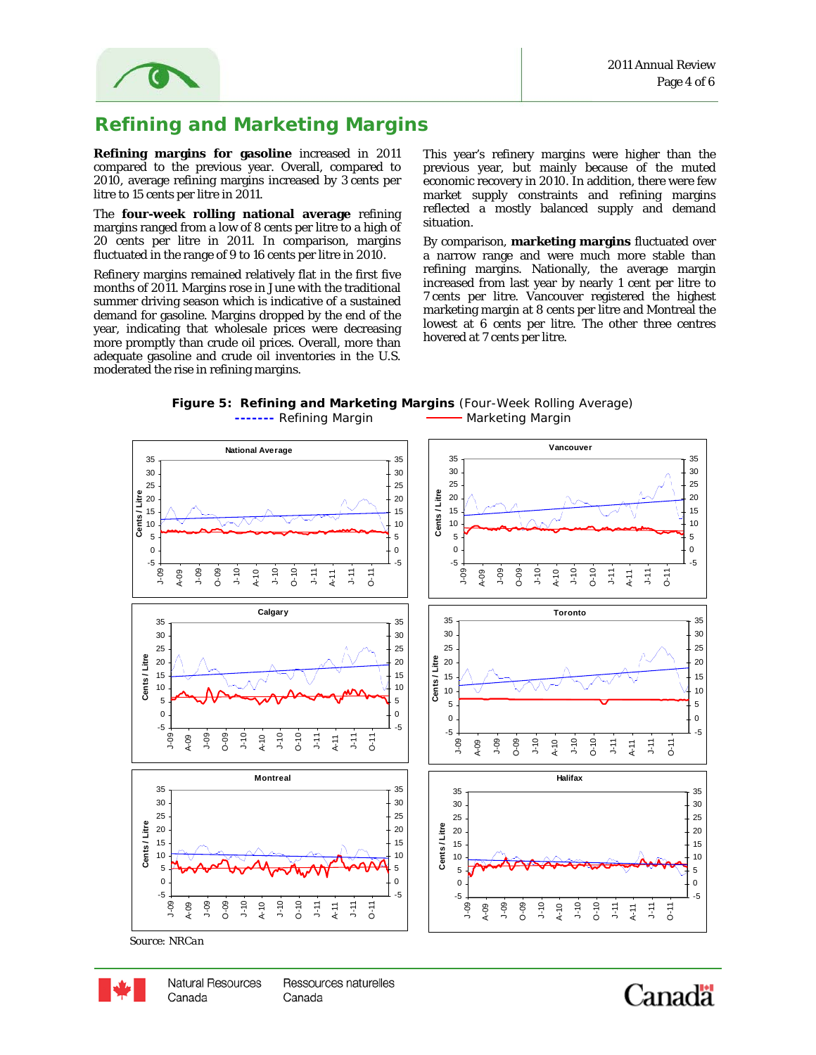# Refining and Marketing Margins

**Refining margins for gasoline** increased in 2011 compared to the previous year. Overall, compared to 2010, average refining margins increased by 3 cents per litre to 15 cents per litre in 2011.

The **four-week rolling national average** refining margins ranged from a low of 8 cents per litre to a high of 20 cents per litre in 2011. In comparison, margins fluctuated in the range of 9 to 16 cents per litre in 2010.

Refinery margins remained relatively flat in the first five months of 2011. Margins rose in June with the traditional summer driving season which is indicative of a sustained demand for gasoline. Margins dropped by the end of the year, indicating that wholesale prices were decreasing more promptly than crude oil prices. Overall, more than adequate gasoline and crude oil inventories in the U.S. moderated the rise in refining margins.

This year's refinery margins were higher than the previous year, but mainly because of the muted economic recovery in 2010. In addition, there were few market supply constraints and refining margins reflected a mostly balanced supply and demand situation.

By comparison, **marketing margins** fluctuated over a narrow range and were much more stable than refining margins. Nationally, the average margin increased from last year by nearly 1 cent per litre to 7 cents per litre. Vancouver registered the highest marketing margin at 8 cents per litre and Montreal the lowest at 6 cents per litre. The other three centres hovered at 7 cents per litre.

**Figure 5: Refining and Marketing Margins** (Four-Week Rolling Average)

------- Refining Margin ——— Marketing Margin

Panels: National Average, Vancouver, Calgary, Toronto, Montreal, Halifax (Cents / Litre, J-09 to O-11)

Source: *NRCan*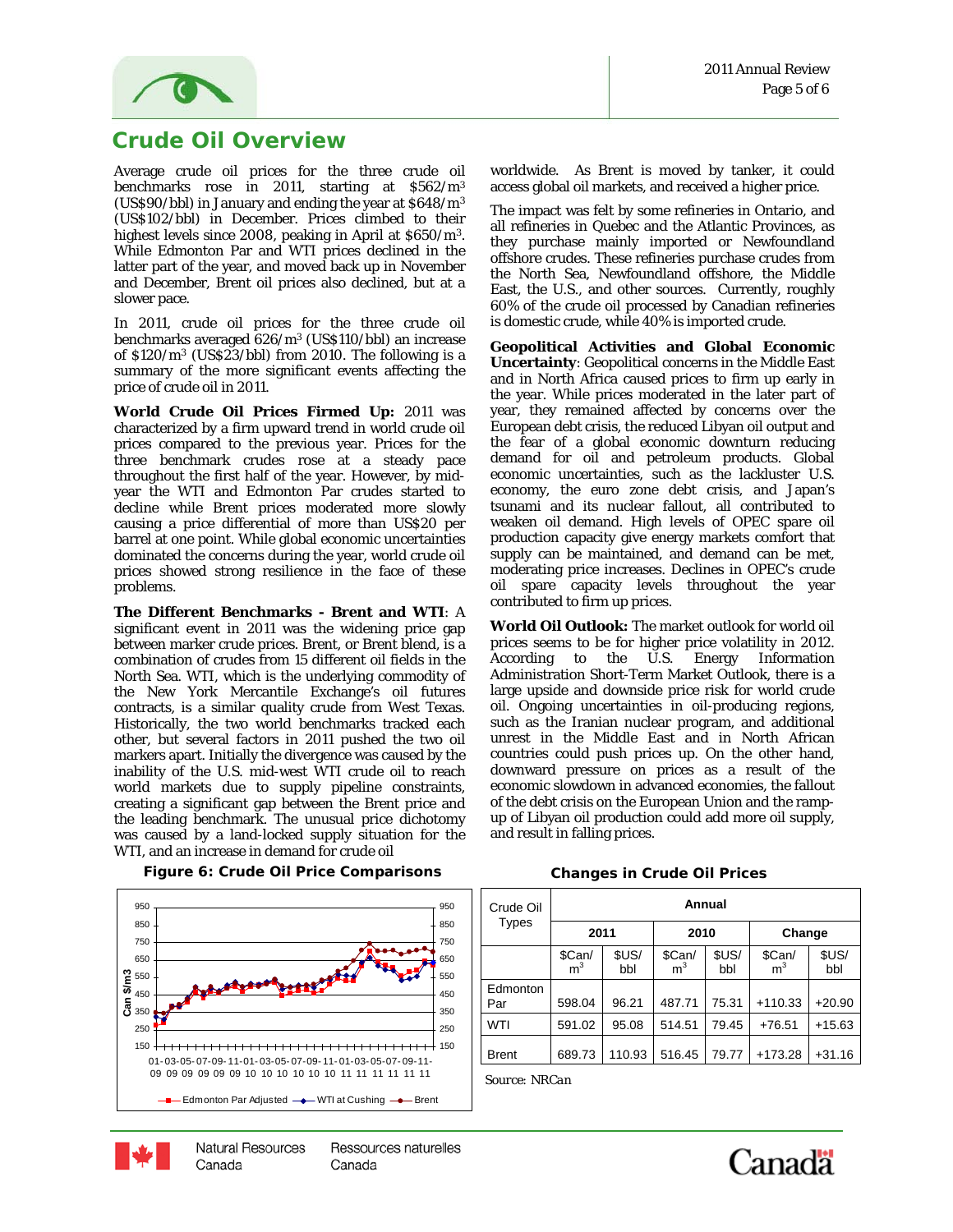# Crude Oil Overview

Average crude oil prices for the three crude oil benchmarks rose in 2011, starting at \$562/m$^3$ (US\$90/bbl) in January and ending the year at \$648/m$^3$ (US\$102/bbl) in December. Prices climbed to their highest levels since 2008, peaking in April at \$650/m$^3$. While Edmonton Par and WTI prices declined in the latter part of the year, and moved back up in November and December, Brent oil prices also declined, but at a slower pace.

In 2011, crude oil prices for the three crude oil benchmarks averaged 626/m$^3$ (US\$110/bbl) an increase of \$120/m$^3$ (US\$23/bbl) from 2010. The following is a summary of the more significant events affecting the price of crude oil in 2011.

**World Crude Oil Prices Firmed Up:** 2011 was characterized by a firm upward trend in world crude oil prices compared to the previous year. Prices for the three benchmark crudes rose at a steady pace throughout the first half of the year. However, by mid-year the WTI and Edmonton Par crudes started to decline while Brent prices moderated more slowly causing a price differential of more than US\$20 per barrel at one point. While global economic uncertainties dominated the concerns during the year, world crude oil prices showed strong resilience in the face of these problems.

**The Different Benchmarks - Brent and WTI**: A significant event in 2011 was the widening price gap between marker crude prices. Brent, or Brent blend, is a combination of crudes from 15 different oil fields in the North Sea. WTI, which is the underlying commodity of the New York Mercantile Exchange's oil futures contracts, is a similar quality crude from West Texas. Historically, the two world benchmarks tracked each other, but several factors in 2011 pushed the two oil markers apart. Initially the divergence was caused by the inability of the U.S. mid-west WTI crude oil to reach world markets due to supply pipeline constraints, creating a significant gap between the Brent price and the leading benchmark. The unusual price dichotomy was caused by a land-locked supply situation for the WTI, and an increase in demand for crude oil worldwide. As Brent is moved by tanker, it could access global oil markets, and received a higher price.

The impact was felt by some refineries in Ontario, and all refineries in Quebec and the Atlantic Provinces, as they purchase mainly imported or Newfoundland offshore crudes. These refineries purchase crudes from the North Sea, Newfoundland offshore, the Middle East, the U.S., and other sources. Currently, roughly 60% of the crude oil processed by Canadian refineries is domestic crude, while 40% is imported crude.

**Geopolitical Activities and Global Economic Uncertainty**: Geopolitical concerns in the Middle East and in North Africa caused prices to firm up early in the year. While prices moderated in the later part of year, they remained affected by concerns over the European debt crisis, the reduced Libyan oil output and the fear of a global economic downturn reducing demand for oil and petroleum products. Global economic uncertainties, such as the lackluster U.S. economy, the euro zone debt crisis, and Japan's tsunami and its nuclear fallout, all contributed to weaken oil demand. High levels of OPEC spare oil production capacity give energy markets comfort that supply can be maintained, and demand can be met, moderating price increases. Declines in OPEC's crude oil spare capacity levels throughout the year contributed to firm up prices.

**World Oil Outlook:** The market outlook for world oil prices seems to be for higher price volatility in 2012. According to the U.S. Energy Information Administration Short-Term Market Outlook, there is a large upside and downside price risk for world crude oil. Ongoing uncertainties in oil-producing regions, such as the Iranian nuclear program, and additional unrest in the Middle East and in North African countries could push prices up. On the other hand, downward pressure on prices as a result of the economic slowdown in advanced economies, the fallout of the debt crisis on the European Union and the ramp-up of Libyan oil production could add more oil supply, and result in falling prices.

**Figure 6: Crude Oil Price Comparisons**

**Changes in Crude Oil Prices**

| Crude Oil Types | Annual | | | | | |
|---|---|---|---|---|---|---|
| | 2011 | | 2010 | | Change | |
| | \$Can/ m$^3$ | \$US/ bbl | \$Can/ m$^3$ | \$US/ bbl | \$Can/ m$^3$ | \$US/ bbl |
| Edmonton Par | 598.04 | 96.21 | 487.71 | 75.31 | +110.33 | +20.90 |
| WTI | 591.02 | 95.08 | 514.51 | 79.45 | +76.51 | +15.63 |
| Brent | 689.73 | 110.93 | 516.45 | 79.77 | +173.28 | +31.16 |

Source: NRCan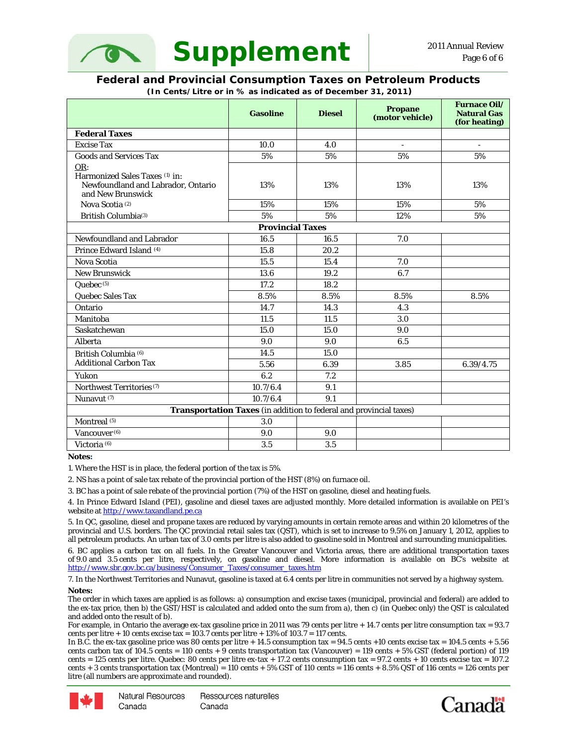# Supplement

## Federal and Provincial Consumption Taxes on Petroleum Products

**(In Cents/Litre or in % as indicated as of December 31, 2011)**

| | Gasoline | Diesel | Propane (motor vehicle) | Furnace Oil/ Natural Gas (for heating) |
|---|---|---|---|---|
| **Federal Taxes** | | | | |
| Excise Tax | 10.0 | 4.0 | - | - |
| Goods and Services Tax | 5% | 5% | 5% | 5% |
| OR: Harmonized Sales Taxes [1] in: Newfoundland and Labrador, Ontario and New Brunswick | 13% | 13% | 13% | 13% |
| Nova Scotia [2] | 15% | 15% | 15% | 5% |
| British Columbia[3] | 5% | 5% | 12% | 5% |
| **Provincial Taxes** | | | | |
| Newfoundland and Labrador | 16.5 | 16.5 | 7.0 | |
| Prince Edward Island [4] | 15.8 | 20.2 | | |
| Nova Scotia | 15.5 | 15.4 | 7.0 | |
| New Brunswick | 13.6 | 19.2 | 6.7 | |
| Quebec [5] | 17.2 | 18.2 | | |
| Quebec Sales Tax | 8.5% | 8.5% | 8.5% | 8.5% |
| Ontario | 14.7 | 14.3 | 4.3 | |
| Manitoba | 11.5 | 11.5 | 3.0 | |
| Saskatchewan | 15.0 | 15.0 | 9.0 | |
| Alberta | 9.0 | 9.0 | 6.5 | |
| British Columbia [6] | 14.5 | 15.0 | | |
| Additional Carbon Tax | 5.56 | 6.39 | 3.85 | 6.39/4.75 |
| Yukon | 6.2 | 7.2 | | |
| Northwest Territories [7] | 10.7/6.4 | 9.1 | | |
| Nunavut [7] | 10.7/6.4 | 9.1 | | |
| **Transportation Taxes** (in addition to federal and provincial taxes) | | | | |
| Montreal [5] | 3.0 | | | |
| Vancouver [6] | 9.0 | 9.0 | | |
| Victoria [6] | 3.5 | 3.5 | | |

**Notes:**

1. Where the HST is in place, the federal portion of the tax is 5%.

2. NS has a point of sale tax rebate of the provincial portion of the HST (8%) on furnace oil.

3. BC has a point of sale rebate of the provincial portion (7%) of the HST on gasoline, diesel and heating fuels.

4. In Prince Edward Island (PEI), gasoline and diesel taxes are adjusted monthly. More detailed information is available on PEI's website at http://www.taxandland.pe.ca

5. In QC, gasoline, diesel and propane taxes are reduced by varying amounts in certain remote areas and within 20 kilometres of the provincial and U.S. borders. The QC provincial retail sales tax (QST), which is set to increase to 9.5% on January 1, 2012, applies to all petroleum products. An urban tax of 3.0 cents per litre is also added to gasoline sold in Montreal and surrounding municipalities.

6. BC applies a carbon tax on all fuels. In the Greater Vancouver and Victoria areas, there are additional transportation taxes of 9.0 and 3.5 cents per litre, respectively, on gasoline and diesel. More information is available on BC's website at http://www.sbr.gov.bc.ca/business/Consumer_Taxes/consumer_taxes.htm

7. In the Northwest Territories and Nunavut, gasoline is taxed at 6.4 cents per litre in communities not served by a highway system.

**Notes:**

The order in which taxes are applied is as follows: a) consumption and excise taxes (municipal, provincial and federal) are added to the ex-tax price, then b) the GST/HST is calculated and added onto the sum from a), then c) (in Quebec only) the QST is calculated and added onto the result of b).

For example, in Ontario the average ex-tax gasoline price in 2011 was 79 cents per litre + 14.7 cents per litre consumption tax = 93.7 cents per litre + 10 cents excise tax = 103.7 cents per litre + 13% of 103.7 = 117 cents.

In B.C. the ex-tax gasoline price was 80 cents per litre + 14.5 consumption tax = 94.5 cents +10 cents excise tax = 104.5 cents + 5.56 cents carbon tax of 104.5 cents = 110 cents + 9 cents transportation tax (Vancouver) = 119 cents + 5% GST (federal portion) of 119 cents = 125 cents per litre. Quebec: 80 cents per litre ex-tax + 17.2 cents consumption tax = 97.2 cents + 10 cents excise tax = 107.2 cents + 3 cents transportation tax (Montreal) = 110 cents + 5% GST of 110 cents = 116 cents + 8.5% QST of 116 cents = 126 cents per litre (all numbers are approximate and rounded).

Natural Resources Canada / Ressources naturelles Canada